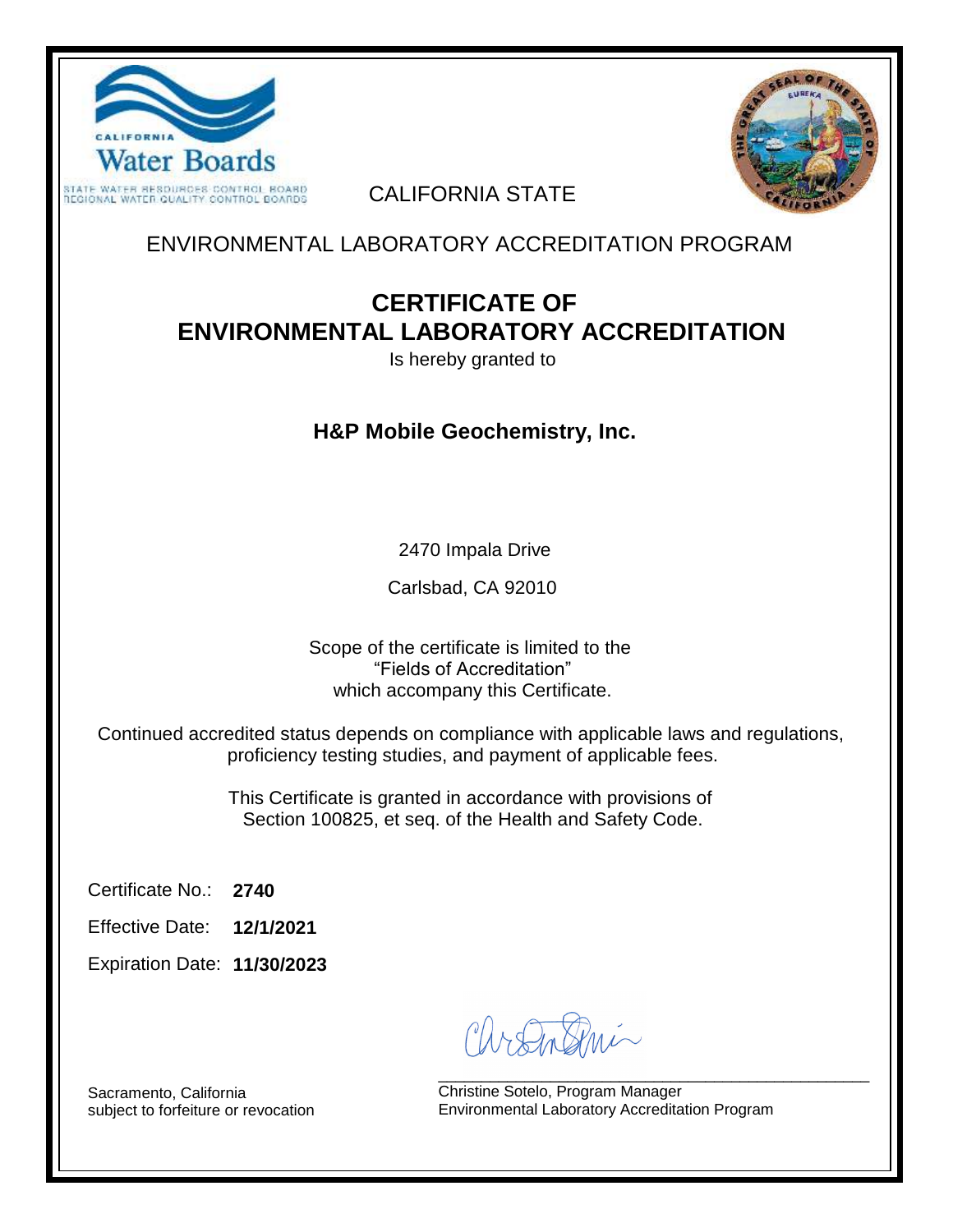CALIFORNIA
Water Boards
STATE WATER RESOURCES CONTROL BOARD
REGIONAL WATER QUALITY CONTROL BOARDS

CALIFORNIA STATE

ENVIRONMENTAL LABORATORY ACCREDITATION PROGRAM

# CERTIFICATE OF ENVIRONMENTAL LABORATORY ACCREDITATION

Is hereby granted to

## H&P Mobile Geochemistry, Inc.

2470 Impala Drive

Carlsbad, CA 92010

Scope of the certificate is limited to the "Fields of Accreditation" which accompany this Certificate.

Continued accredited status depends on compliance with applicable laws and regulations, proficiency testing studies, and payment of applicable fees.

This Certificate is granted in accordance with provisions of Section 100825, et seq. of the Health and Safety Code.

Certificate No.: **2740**

Effective Date: **12/1/2021**

Expiration Date: **11/30/2023**

Sacramento, California
subject to forfeiture or revocation

Christine Sotelo, Program Manager
Environmental Laboratory Accreditation Program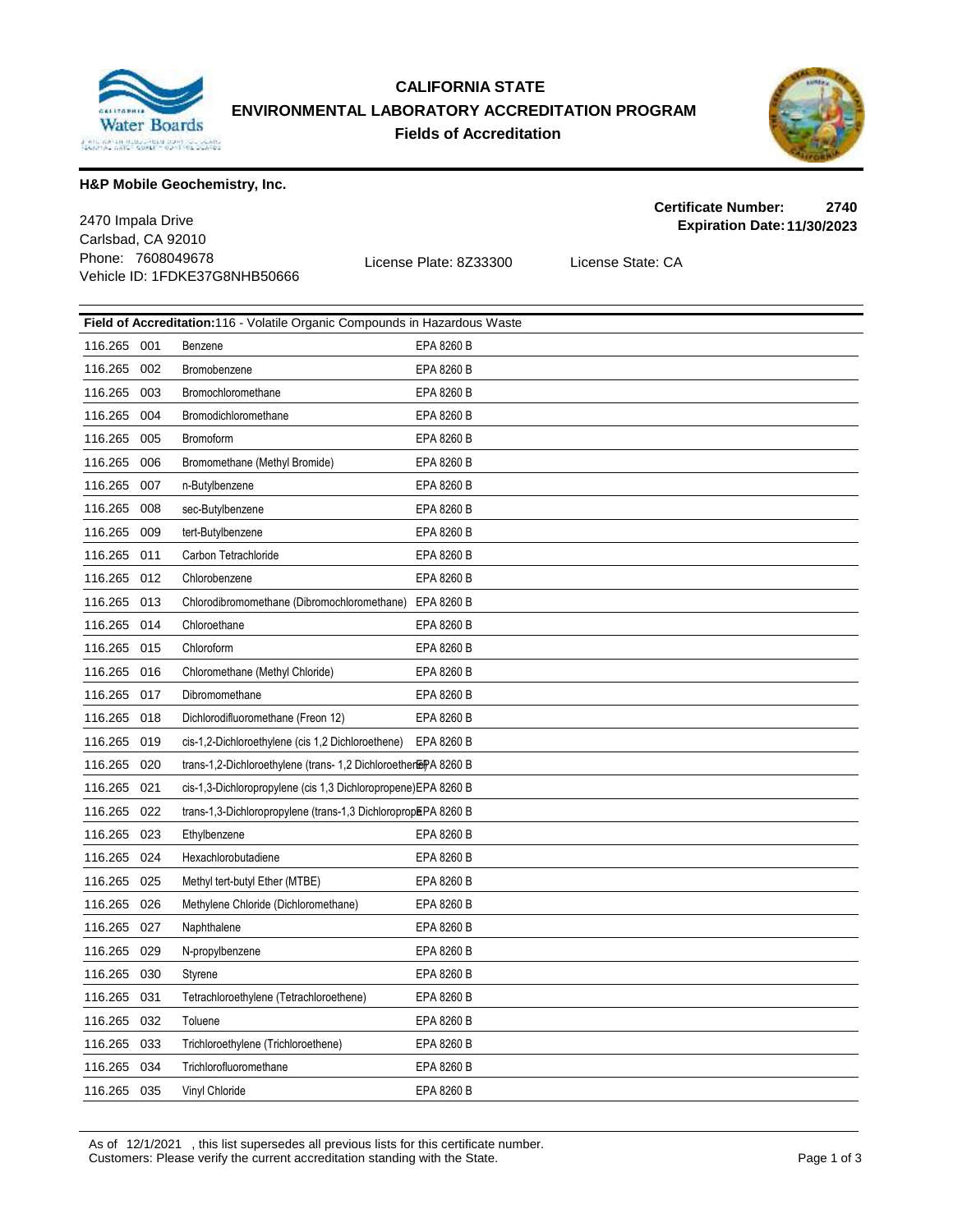# CALIFORNIA STATE
# ENVIRONMENTAL LABORATORY ACCREDITATION PROGRAM
## Fields of Accreditation

**H&P Mobile Geochemistry, Inc.**

2470 Impala Drive
Carlsbad, CA 92010
Phone: 7608049678
Vehicle ID: 1FDKE37G8NHB50666

License Plate: 8Z33300

License State: CA

**Certificate Number:** 2740
**Expiration Date:** 11/30/2023

**Field of Accreditation:** 116 - Volatile Organic Compounds in Hazardous Waste

| | | | |
|---|---|---|---|
| 116.265 | 001 | Benzene | EPA 8260 B |
| 116.265 | 002 | Bromobenzene | EPA 8260 B |
| 116.265 | 003 | Bromochloromethane | EPA 8260 B |
| 116.265 | 004 | Bromodichloromethane | EPA 8260 B |
| 116.265 | 005 | Bromoform | EPA 8260 B |
| 116.265 | 006 | Bromomethane (Methyl Bromide) | EPA 8260 B |
| 116.265 | 007 | n-Butylbenzene | EPA 8260 B |
| 116.265 | 008 | sec-Butylbenzene | EPA 8260 B |
| 116.265 | 009 | tert-Butylbenzene | EPA 8260 B |
| 116.265 | 011 | Carbon Tetrachloride | EPA 8260 B |
| 116.265 | 012 | Chlorobenzene | EPA 8260 B |
| 116.265 | 013 | Chlorodibromomethane (Dibromochloromethane) | EPA 8260 B |
| 116.265 | 014 | Chloroethane | EPA 8260 B |
| 116.265 | 015 | Chloroform | EPA 8260 B |
| 116.265 | 016 | Chloromethane (Methyl Chloride) | EPA 8260 B |
| 116.265 | 017 | Dibromomethane | EPA 8260 B |
| 116.265 | 018 | Dichlorodifluoromethane (Freon 12) | EPA 8260 B |
| 116.265 | 019 | cis-1,2-Dichloroethylene (cis 1,2 Dichloroethene) | EPA 8260 B |
| 116.265 | 020 | trans-1,2-Dichloroethylene (trans- 1,2 Dichloroethene) | EPA 8260 B |
| 116.265 | 021 | cis-1,3-Dichloropropylene (cis 1,3 Dichloropropene) | EPA 8260 B |
| 116.265 | 022 | trans-1,3-Dichloropropylene (trans-1,3 Dichloropropene) | EPA 8260 B |
| 116.265 | 023 | Ethylbenzene | EPA 8260 B |
| 116.265 | 024 | Hexachlorobutadiene | EPA 8260 B |
| 116.265 | 025 | Methyl tert-butyl Ether (MTBE) | EPA 8260 B |
| 116.265 | 026 | Methylene Chloride (Dichloromethane) | EPA 8260 B |
| 116.265 | 027 | Naphthalene | EPA 8260 B |
| 116.265 | 029 | N-propylbenzene | EPA 8260 B |
| 116.265 | 030 | Styrene | EPA 8260 B |
| 116.265 | 031 | Tetrachloroethylene (Tetrachloroethene) | EPA 8260 B |
| 116.265 | 032 | Toluene | EPA 8260 B |
| 116.265 | 033 | Trichloroethylene (Trichloroethene) | EPA 8260 B |
| 116.265 | 034 | Trichlorofluoromethane | EPA 8260 B |
| 116.265 | 035 | Vinyl Chloride | EPA 8260 B |

As of 12/1/2021 , this list supersedes all previous lists for this certificate number.
Customers: Please verify the current accreditation standing with the State.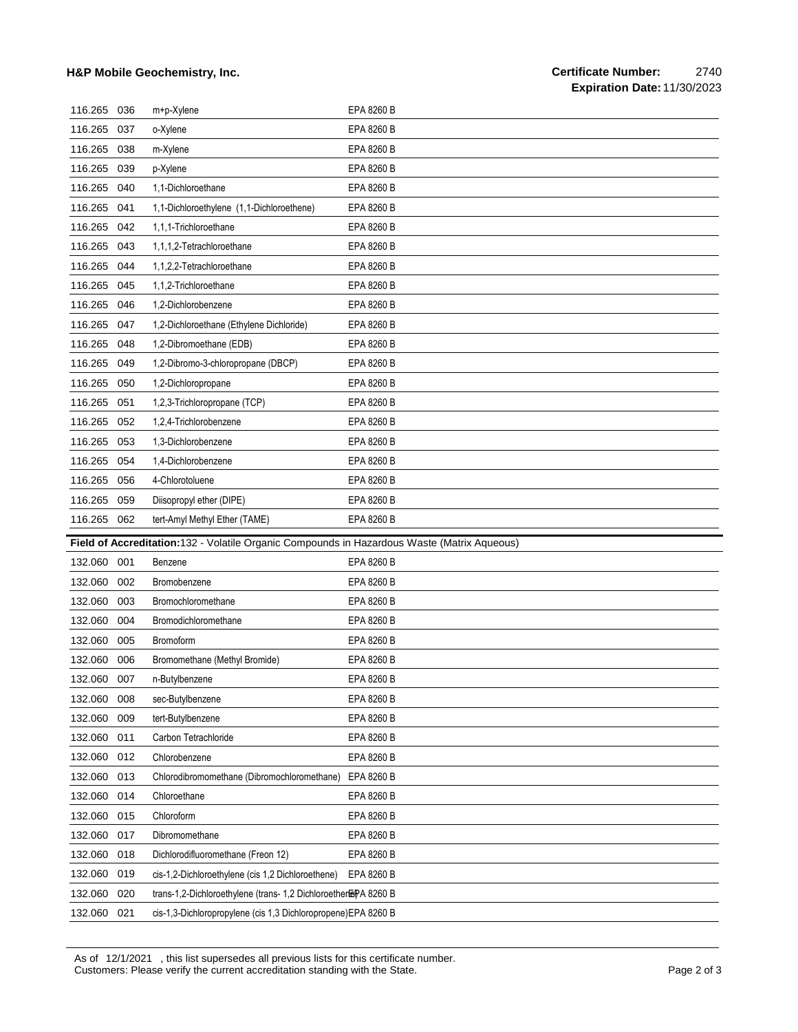| | | | |
|---|---|---|---|
| 116.265 | 036 | m+p-Xylene | EPA 8260 B |
| 116.265 | 037 | o-Xylene | EPA 8260 B |
| 116.265 | 038 | m-Xylene | EPA 8260 B |
| 116.265 | 039 | p-Xylene | EPA 8260 B |
| 116.265 | 040 | 1,1-Dichloroethane | EPA 8260 B |
| 116.265 | 041 | 1,1-Dichloroethylene (1,1-Dichloroethene) | EPA 8260 B |
| 116.265 | 042 | 1,1,1-Trichloroethane | EPA 8260 B |
| 116.265 | 043 | 1,1,1,2-Tetrachloroethane | EPA 8260 B |
| 116.265 | 044 | 1,1,2,2-Tetrachloroethane | EPA 8260 B |
| 116.265 | 045 | 1,1,2-Trichloroethane | EPA 8260 B |
| 116.265 | 046 | 1,2-Dichlorobenzene | EPA 8260 B |
| 116.265 | 047 | 1,2-Dichloroethane (Ethylene Dichloride) | EPA 8260 B |
| 116.265 | 048 | 1,2-Dibromoethane (EDB) | EPA 8260 B |
| 116.265 | 049 | 1,2-Dibromo-3-chloropropane (DBCP) | EPA 8260 B |
| 116.265 | 050 | 1,2-Dichloropropane | EPA 8260 B |
| 116.265 | 051 | 1,2,3-Trichloropropane (TCP) | EPA 8260 B |
| 116.265 | 052 | 1,2,4-Trichlorobenzene | EPA 8260 B |
| 116.265 | 053 | 1,3-Dichlorobenzene | EPA 8260 B |
| 116.265 | 054 | 1,4-Dichlorobenzene | EPA 8260 B |
| 116.265 | 056 | 4-Chlorotoluene | EPA 8260 B |
| 116.265 | 059 | Diisopropyl ether (DIPE) | EPA 8260 B |
| 116.265 | 062 | tert-Amyl Methyl Ether (TAME) | EPA 8260 B |

**Field of Accreditation:** 132 - Volatile Organic Compounds in Hazardous Waste (Matrix Aqueous)

| | | | |
|---|---|---|---|
| 132.060 | 001 | Benzene | EPA 8260 B |
| 132.060 | 002 | Bromobenzene | EPA 8260 B |
| 132.060 | 003 | Bromochloromethane | EPA 8260 B |
| 132.060 | 004 | Bromodichloromethane | EPA 8260 B |
| 132.060 | 005 | Bromoform | EPA 8260 B |
| 132.060 | 006 | Bromomethane (Methyl Bromide) | EPA 8260 B |
| 132.060 | 007 | n-Butylbenzene | EPA 8260 B |
| 132.060 | 008 | sec-Butylbenzene | EPA 8260 B |
| 132.060 | 009 | tert-Butylbenzene | EPA 8260 B |
| 132.060 | 011 | Carbon Tetrachloride | EPA 8260 B |
| 132.060 | 012 | Chlorobenzene | EPA 8260 B |
| 132.060 | 013 | Chlorodibromomethane (Dibromochloromethane) | EPA 8260 B |
| 132.060 | 014 | Chloroethane | EPA 8260 B |
| 132.060 | 015 | Chloroform | EPA 8260 B |
| 132.060 | 017 | Dibromomethane | EPA 8260 B |
| 132.060 | 018 | Dichlorodifluoromethane (Freon 12) | EPA 8260 B |
| 132.060 | 019 | cis-1,2-Dichloroethylene (cis 1,2 Dichloroethene) | EPA 8260 B |
| 132.060 | 020 | trans-1,2-Dichloroethylene (trans- 1,2 Dichloroethene) | EPA 8260 B |
| 132.060 | 021 | cis-1,3-Dichloropropylene (cis 1,3 Dichloropropene) | EPA 8260 B |

As of 12/1/2021 , this list supersedes all previous lists for this certificate number.
Customers: Please verify the current accreditation standing with the State.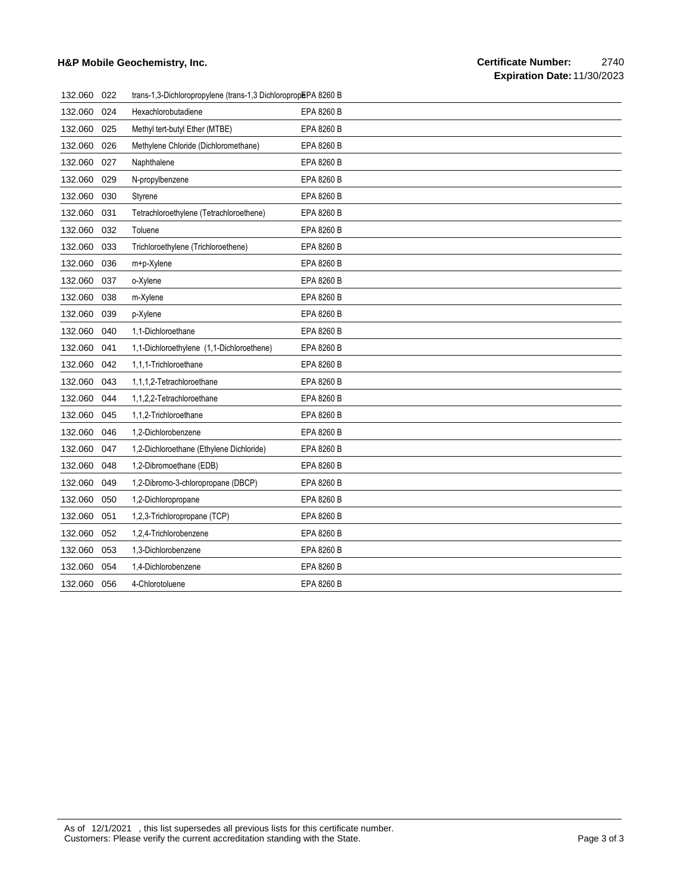| | | | |
|---|---|---|---|
| 132.060 | 022 | trans-1,3-Dichloropropylene (trans-1,3 Dichloroprope | EPA 8260 B |
| 132.060 | 024 | Hexachlorobutadiene | EPA 8260 B |
| 132.060 | 025 | Methyl tert-butyl Ether (MTBE) | EPA 8260 B |
| 132.060 | 026 | Methylene Chloride (Dichloromethane) | EPA 8260 B |
| 132.060 | 027 | Naphthalene | EPA 8260 B |
| 132.060 | 029 | N-propylbenzene | EPA 8260 B |
| 132.060 | 030 | Styrene | EPA 8260 B |
| 132.060 | 031 | Tetrachloroethylene (Tetrachloroethene) | EPA 8260 B |
| 132.060 | 032 | Toluene | EPA 8260 B |
| 132.060 | 033 | Trichloroethylene (Trichloroethene) | EPA 8260 B |
| 132.060 | 036 | m+p-Xylene | EPA 8260 B |
| 132.060 | 037 | o-Xylene | EPA 8260 B |
| 132.060 | 038 | m-Xylene | EPA 8260 B |
| 132.060 | 039 | p-Xylene | EPA 8260 B |
| 132.060 | 040 | 1,1-Dichloroethane | EPA 8260 B |
| 132.060 | 041 | 1,1-Dichloroethylene (1,1-Dichloroethene) | EPA 8260 B |
| 132.060 | 042 | 1,1,1-Trichloroethane | EPA 8260 B |
| 132.060 | 043 | 1,1,1,2-Tetrachloroethane | EPA 8260 B |
| 132.060 | 044 | 1,1,2,2-Tetrachloroethane | EPA 8260 B |
| 132.060 | 045 | 1,1,2-Trichloroethane | EPA 8260 B |
| 132.060 | 046 | 1,2-Dichlorobenzene | EPA 8260 B |
| 132.060 | 047 | 1,2-Dichloroethane (Ethylene Dichloride) | EPA 8260 B |
| 132.060 | 048 | 1,2-Dibromoethane (EDB) | EPA 8260 B |
| 132.060 | 049 | 1,2-Dibromo-3-chloropropane (DBCP) | EPA 8260 B |
| 132.060 | 050 | 1,2-Dichloropropane | EPA 8260 B |
| 132.060 | 051 | 1,2,3-Trichloropropane (TCP) | EPA 8260 B |
| 132.060 | 052 | 1,2,4-Trichlorobenzene | EPA 8260 B |
| 132.060 | 053 | 1,3-Dichlorobenzene | EPA 8260 B |
| 132.060 | 054 | 1,4-Dichlorobenzene | EPA 8260 B |
| 132.060 | 056 | 4-Chlorotoluene | EPA 8260 B |